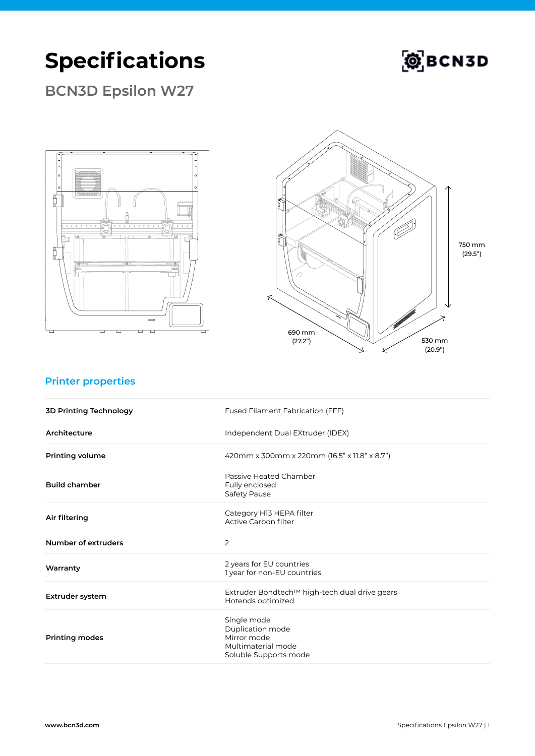# Specifications

## BCN3D Epsilon W27

750 mm
(29.5")

690 mm
(27.2")

530 mm
(20.9")

### Printer properties

| | |
|---|---|
| **3D Printing Technology** | Fused Filament Fabrication (FFF) |
| **Architecture** | Independent Dual EXtruder (IDEX) |
| **Printing volume** | 420mm x 300mm x 220mm (16.5" x 11.8" x 8.7") |
| **Build chamber** | Passive Heated Chamber<br>Fully enclosed<br>Safety Pause |
| **Air filtering** | Category H13 HEPA filter<br>Active Carbon filter |
| **Number of extruders** | 2 |
| **Warranty** | 2 years for EU countries<br>1 year for non-EU countries |
| **Extruder system** | Extruder Bondtech™ high-tech dual drive gears<br>Hotends optimized |
| **Printing modes** | Single mode<br>Duplication mode<br>Mirror mode<br>Multimaterial mode<br>Soluble Supports mode |

www.bcn3d.com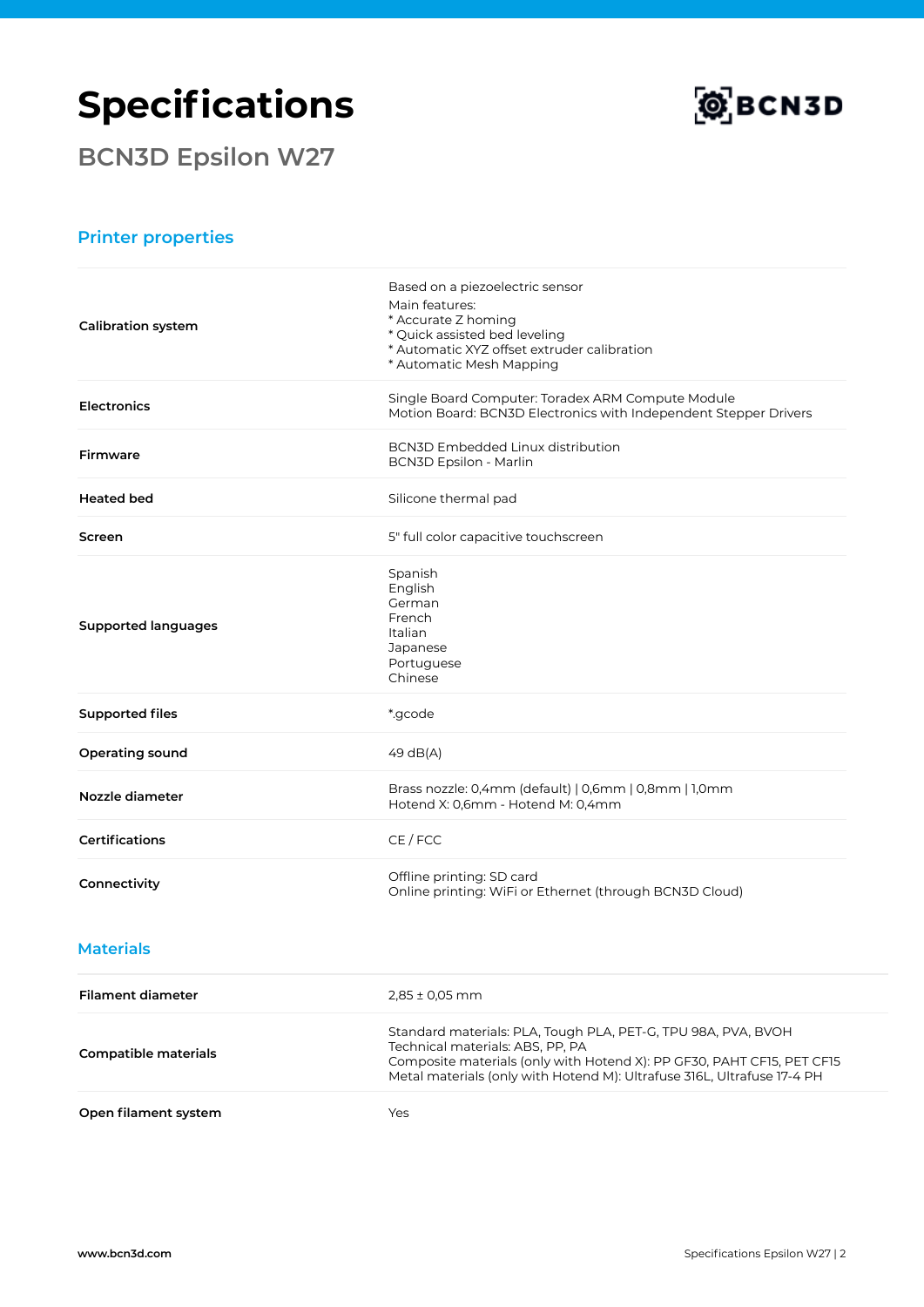# Specifications

## BCN3D Epsilon W27

### Printer properties

| | |
|---|---|
| **Calibration system** | Based on a piezoelectric sensor<br>Main features:<br>* Accurate Z homing<br>* Quick assisted bed leveling<br>* Automatic XYZ offset extruder calibration<br>* Automatic Mesh Mapping |
| **Electronics** | Single Board Computer: Toradex ARM Compute Module<br>Motion Board: BCN3D Electronics with Independent Stepper Drivers |
| **Firmware** | BCN3D Embedded Linux distribution<br>BCN3D Epsilon - Marlin |
| **Heated bed** | Silicone thermal pad |
| **Screen** | 5" full color capacitive touchscreen |
| **Supported languages** | Spanish<br>English<br>German<br>French<br>Italian<br>Japanese<br>Portuguese<br>Chinese |
| **Supported files** | *.gcode |
| **Operating sound** | 49 dB(A) |
| **Nozzle diameter** | Brass nozzle: 0,4mm (default) \| 0,6mm \| 0,8mm \| 1,0mm<br>Hotend X: 0,6mm - Hotend M: 0,4mm |
| **Certifications** | CE / FCC |
| **Connectivity** | Offline printing: SD card<br>Online printing: WiFi or Ethernet (through BCN3D Cloud) |

### Materials

| | |
|---|---|
| **Filament diameter** | 2,85 ± 0,05 mm |
| **Compatible materials** | Standard materials: PLA, Tough PLA, PET-G, TPU 98A, PVA, BVOH<br>Technical materials: ABS, PP, PA<br>Composite materials (only with Hotend X): PP GF30, PAHT CF15, PET CF15<br>Metal materials (only with Hotend M): Ultrafuse 316L, Ultrafuse 17-4 PH |
| **Open filament system** | Yes |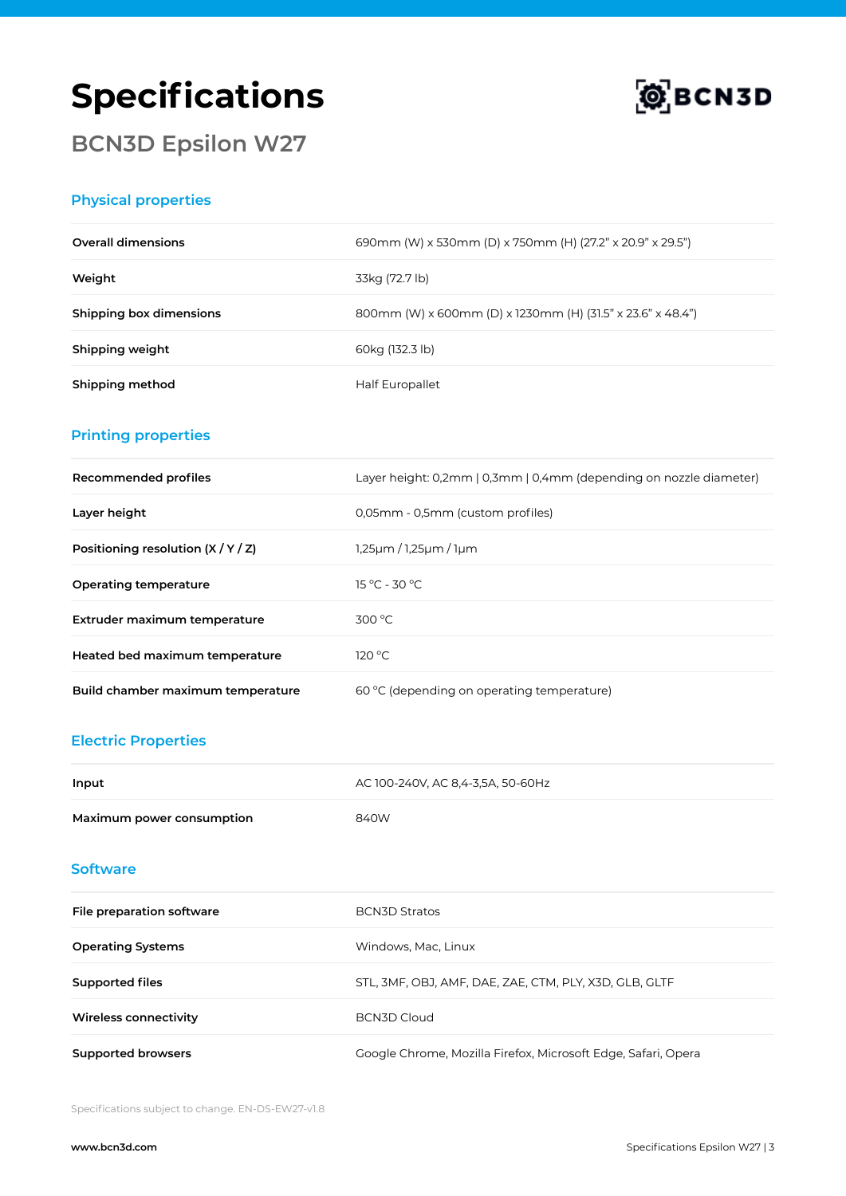# Specifications

## BCN3D Epsilon W27

### Physical properties

| | |
|---|---|
| **Overall dimensions** | 690mm (W) x 530mm (D) x 750mm (H) (27.2" x 20.9" x 29.5") |
| **Weight** | 33kg (72.7 lb) |
| **Shipping box dimensions** | 800mm (W) x 600mm (D) x 1230mm (H) (31.5" x 23.6" x 48.4") |
| **Shipping weight** | 60kg (132.3 lb) |
| **Shipping method** | Half Europallet |

### Printing properties

| | |
|---|---|
| **Recommended profiles** | Layer height: 0,2mm \| 0,3mm \| 0,4mm (depending on nozzle diameter) |
| **Layer height** | 0,05mm - 0,5mm (custom profiles) |
| **Positioning resolution (X / Y / Z)** | 1,25μm / 1,25μm / 1μm |
| **Operating temperature** | 15 °C - 30 °C |
| **Extruder maximum temperature** | 300 °C |
| **Heated bed maximum temperature** | 120 °C |
| **Build chamber maximum temperature** | 60 °C (depending on operating temperature) |

### Electric Properties

| | |
|---|---|
| **Input** | AC 100-240V, AC 8,4-3,5A, 50-60Hz |
| **Maximum power consumption** | 840W |

### Software

| | |
|---|---|
| **File preparation software** | BCN3D Stratos |
| **Operating Systems** | Windows, Mac, Linux |
| **Supported files** | STL, 3MF, OBJ, AMF, DAE, ZAE, CTM, PLY, X3D, GLB, GLTF |
| **Wireless connectivity** | BCN3D Cloud |
| **Supported browsers** | Google Chrome, Mozilla Firefox, Microsoft Edge, Safari, Opera |

Specifications subject to change. EN-DS-EW27-v1.8